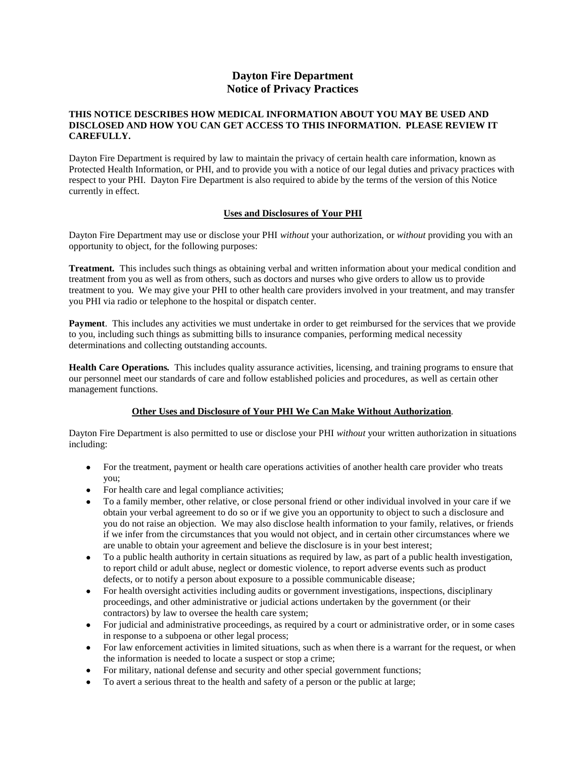# Dayton Fire Department
# Notice of Privacy Practices

**THIS NOTICE DESCRIBES HOW MEDICAL INFORMATION ABOUT YOU MAY BE USED AND DISCLOSED AND HOW YOU CAN GET ACCESS TO THIS INFORMATION. PLEASE REVIEW IT CAREFULLY.**

Dayton Fire Department is required by law to maintain the privacy of certain health care information, known as Protected Health Information, or PHI, and to provide you with a notice of our legal duties and privacy practices with respect to your PHI. Dayton Fire Department is also required to abide by the terms of the version of this Notice currently in effect.

## Uses and Disclosures of Your PHI

Dayton Fire Department may use or disclose your PHI *without* your authorization, or *without* providing you with an opportunity to object, for the following purposes:

**Treatment.** This includes such things as obtaining verbal and written information about your medical condition and treatment from you as well as from others, such as doctors and nurses who give orders to allow us to provide treatment to you. We may give your PHI to other health care providers involved in your treatment, and may transfer you PHI via radio or telephone to the hospital or dispatch center.

**Payment**. This includes any activities we must undertake in order to get reimbursed for the services that we provide to you, including such things as submitting bills to insurance companies, performing medical necessity determinations and collecting outstanding accounts.

**Health Care Operations.** This includes quality assurance activities, licensing, and training programs to ensure that our personnel meet our standards of care and follow established policies and procedures, as well as certain other management functions.

## Other Uses and Disclosure of Your PHI We Can Make Without Authorization.

Dayton Fire Department is also permitted to use or disclose your PHI *without* your written authorization in situations including:

- For the treatment, payment or health care operations activities of another health care provider who treats you;
- For health care and legal compliance activities;
- To a family member, other relative, or close personal friend or other individual involved in your care if we obtain your verbal agreement to do so or if we give you an opportunity to object to such a disclosure and you do not raise an objection. We may also disclose health information to your family, relatives, or friends if we infer from the circumstances that you would not object, and in certain other circumstances where we are unable to obtain your agreement and believe the disclosure is in your best interest;
- To a public health authority in certain situations as required by law, as part of a public health investigation, to report child or adult abuse, neglect or domestic violence, to report adverse events such as product defects, or to notify a person about exposure to a possible communicable disease;
- For health oversight activities including audits or government investigations, inspections, disciplinary proceedings, and other administrative or judicial actions undertaken by the government (or their contractors) by law to oversee the health care system;
- For judicial and administrative proceedings, as required by a court or administrative order, or in some cases in response to a subpoena or other legal process;
- For law enforcement activities in limited situations, such as when there is a warrant for the request, or when the information is needed to locate a suspect or stop a crime;
- For military, national defense and security and other special government functions;
- To avert a serious threat to the health and safety of a person or the public at large;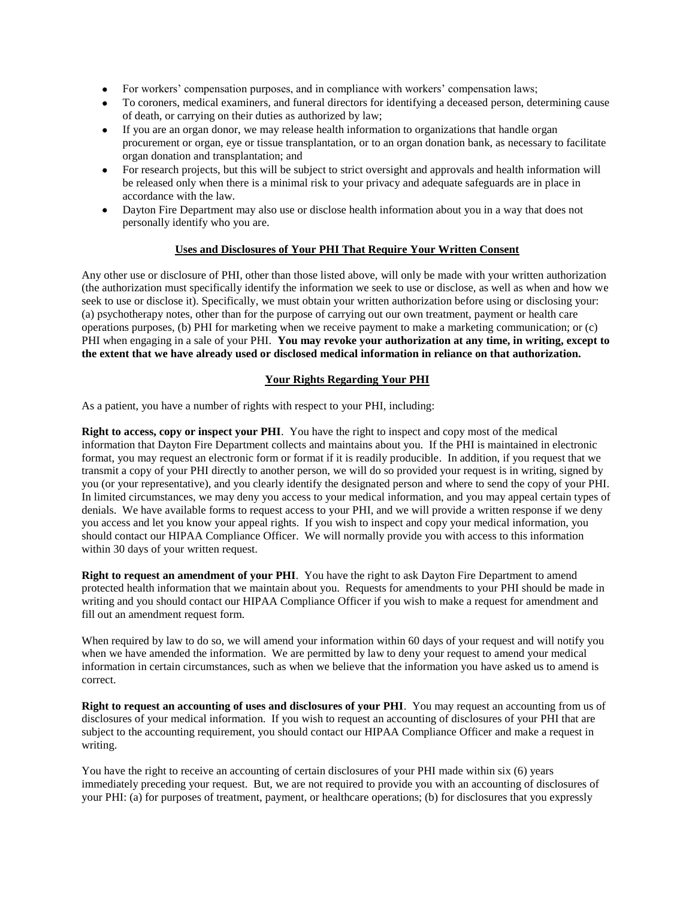- For workers' compensation purposes, and in compliance with workers' compensation laws;
- To coroners, medical examiners, and funeral directors for identifying a deceased person, determining cause of death, or carrying on their duties as authorized by law;
- If you are an organ donor, we may release health information to organizations that handle organ procurement or organ, eye or tissue transplantation, or to an organ donation bank, as necessary to facilitate organ donation and transplantation; and
- For research projects, but this will be subject to strict oversight and approvals and health information will be released only when there is a minimal risk to your privacy and adequate safeguards are in place in accordance with the law.
- Dayton Fire Department may also use or disclose health information about you in a way that does not personally identify who you are.

## Uses and Disclosures of Your PHI That Require Your Written Consent

Any other use or disclosure of PHI, other than those listed above, will only be made with your written authorization (the authorization must specifically identify the information we seek to use or disclose, as well as when and how we seek to use or disclose it). Specifically, we must obtain your written authorization before using or disclosing your: (a) psychotherapy notes, other than for the purpose of carrying out our own treatment, payment or health care operations purposes, (b) PHI for marketing when we receive payment to make a marketing communication; or (c) PHI when engaging in a sale of your PHI. **You may revoke your authorization at any time, in writing, except to the extent that we have already used or disclosed medical information in reliance on that authorization.**

## Your Rights Regarding Your PHI

As a patient, you have a number of rights with respect to your PHI, including:

**Right to access, copy or inspect your PHI**. You have the right to inspect and copy most of the medical information that Dayton Fire Department collects and maintains about you. If the PHI is maintained in electronic format, you may request an electronic form or format if it is readily producible. In addition, if you request that we transmit a copy of your PHI directly to another person, we will do so provided your request is in writing, signed by you (or your representative), and you clearly identify the designated person and where to send the copy of your PHI. In limited circumstances, we may deny you access to your medical information, and you may appeal certain types of denials. We have available forms to request access to your PHI, and we will provide a written response if we deny you access and let you know your appeal rights. If you wish to inspect and copy your medical information, you should contact our HIPAA Compliance Officer. We will normally provide you with access to this information within 30 days of your written request.

**Right to request an amendment of your PHI**. You have the right to ask Dayton Fire Department to amend protected health information that we maintain about you. Requests for amendments to your PHI should be made in writing and you should contact our HIPAA Compliance Officer if you wish to make a request for amendment and fill out an amendment request form.

When required by law to do so, we will amend your information within 60 days of your request and will notify you when we have amended the information. We are permitted by law to deny your request to amend your medical information in certain circumstances, such as when we believe that the information you have asked us to amend is correct.

**Right to request an accounting of uses and disclosures of your PHI**. You may request an accounting from us of disclosures of your medical information. If you wish to request an accounting of disclosures of your PHI that are subject to the accounting requirement, you should contact our HIPAA Compliance Officer and make a request in writing.

You have the right to receive an accounting of certain disclosures of your PHI made within six (6) years immediately preceding your request. But, we are not required to provide you with an accounting of disclosures of your PHI: (a) for purposes of treatment, payment, or healthcare operations; (b) for disclosures that you expressly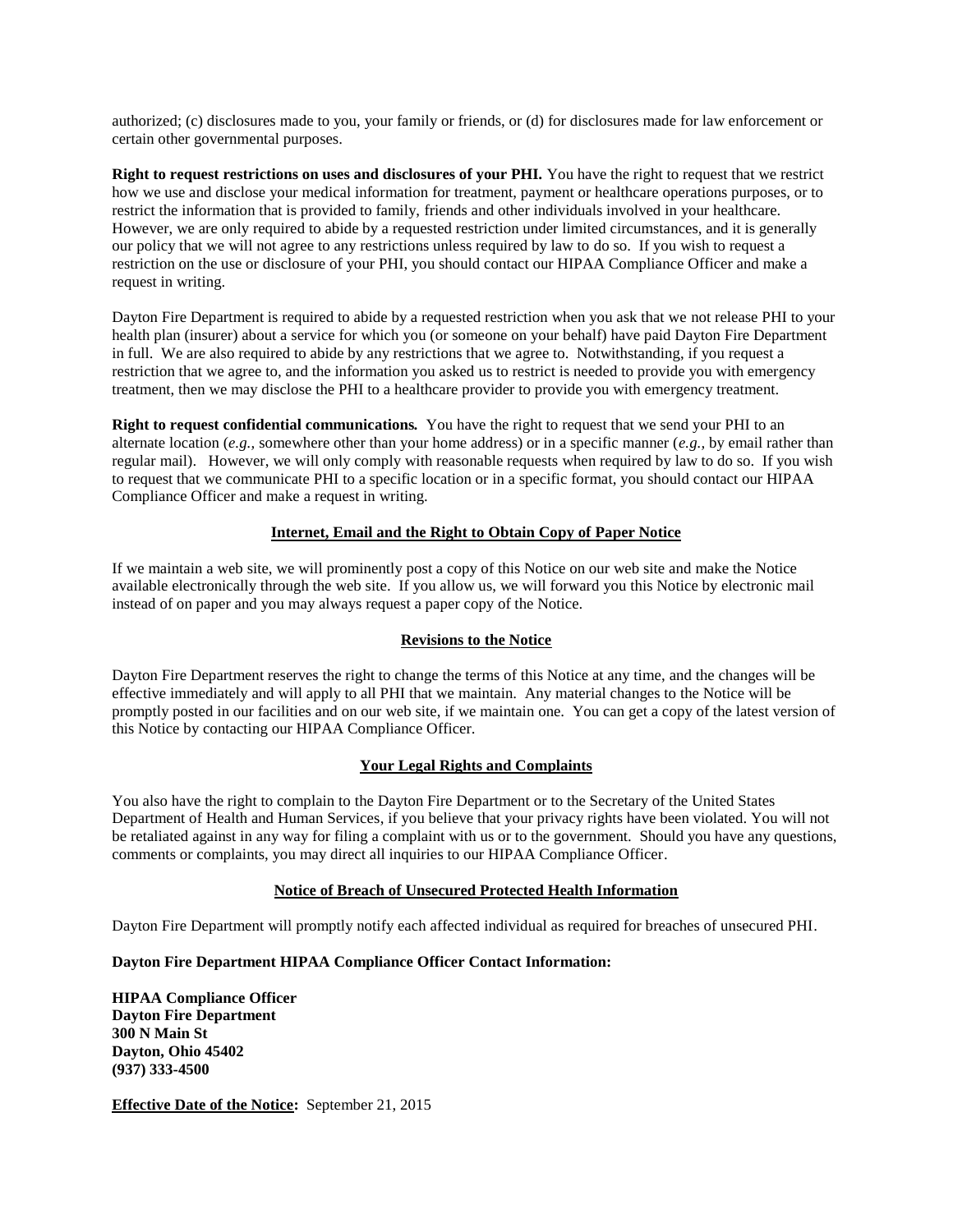authorized; (c) disclosures made to you, your family or friends, or (d) for disclosures made for law enforcement or certain other governmental purposes.

**Right to request restrictions on uses and disclosures of your PHI.** You have the right to request that we restrict how we use and disclose your medical information for treatment, payment or healthcare operations purposes, or to restrict the information that is provided to family, friends and other individuals involved in your healthcare. However, we are only required to abide by a requested restriction under limited circumstances, and it is generally our policy that we will not agree to any restrictions unless required by law to do so. If you wish to request a restriction on the use or disclosure of your PHI, you should contact our HIPAA Compliance Officer and make a request in writing.

Dayton Fire Department is required to abide by a requested restriction when you ask that we not release PHI to your health plan (insurer) about a service for which you (or someone on your behalf) have paid Dayton Fire Department in full. We are also required to abide by any restrictions that we agree to. Notwithstanding, if you request a restriction that we agree to, and the information you asked us to restrict is needed to provide you with emergency treatment, then we may disclose the PHI to a healthcare provider to provide you with emergency treatment.

***Right to request confidential communications.*** You have the right to request that we send your PHI to an alternate location (*e.g.,* somewhere other than your home address) or in a specific manner (*e.g.,* by email rather than regular mail). However, we will only comply with reasonable requests when required by law to do so. If you wish to request that we communicate PHI to a specific location or in a specific format, you should contact our HIPAA Compliance Officer and make a request in writing.

## Internet, Email and the Right to Obtain Copy of Paper Notice

If we maintain a web site, we will prominently post a copy of this Notice on our web site and make the Notice available electronically through the web site. If you allow us, we will forward you this Notice by electronic mail instead of on paper and you may always request a paper copy of the Notice.

## Revisions to the Notice

Dayton Fire Department reserves the right to change the terms of this Notice at any time, and the changes will be effective immediately and will apply to all PHI that we maintain. Any material changes to the Notice will be promptly posted in our facilities and on our web site, if we maintain one. You can get a copy of the latest version of this Notice by contacting our HIPAA Compliance Officer.

## Your Legal Rights and Complaints

You also have the right to complain to the Dayton Fire Department or to the Secretary of the United States Department of Health and Human Services, if you believe that your privacy rights have been violated. You will not be retaliated against in any way for filing a complaint with us or to the government. Should you have any questions, comments or complaints, you may direct all inquiries to our HIPAA Compliance Officer.

## Notice of Breach of Unsecured Protected Health Information

Dayton Fire Department will promptly notify each affected individual as required for breaches of unsecured PHI.

**Dayton Fire Department HIPAA Compliance Officer Contact Information:**

**HIPAA Compliance Officer**
**Dayton Fire Department**
**300 N Main St**
**Dayton, Ohio 45402**
**(937) 333-4500**

**Effective Date of the Notice:** September 21, 2015